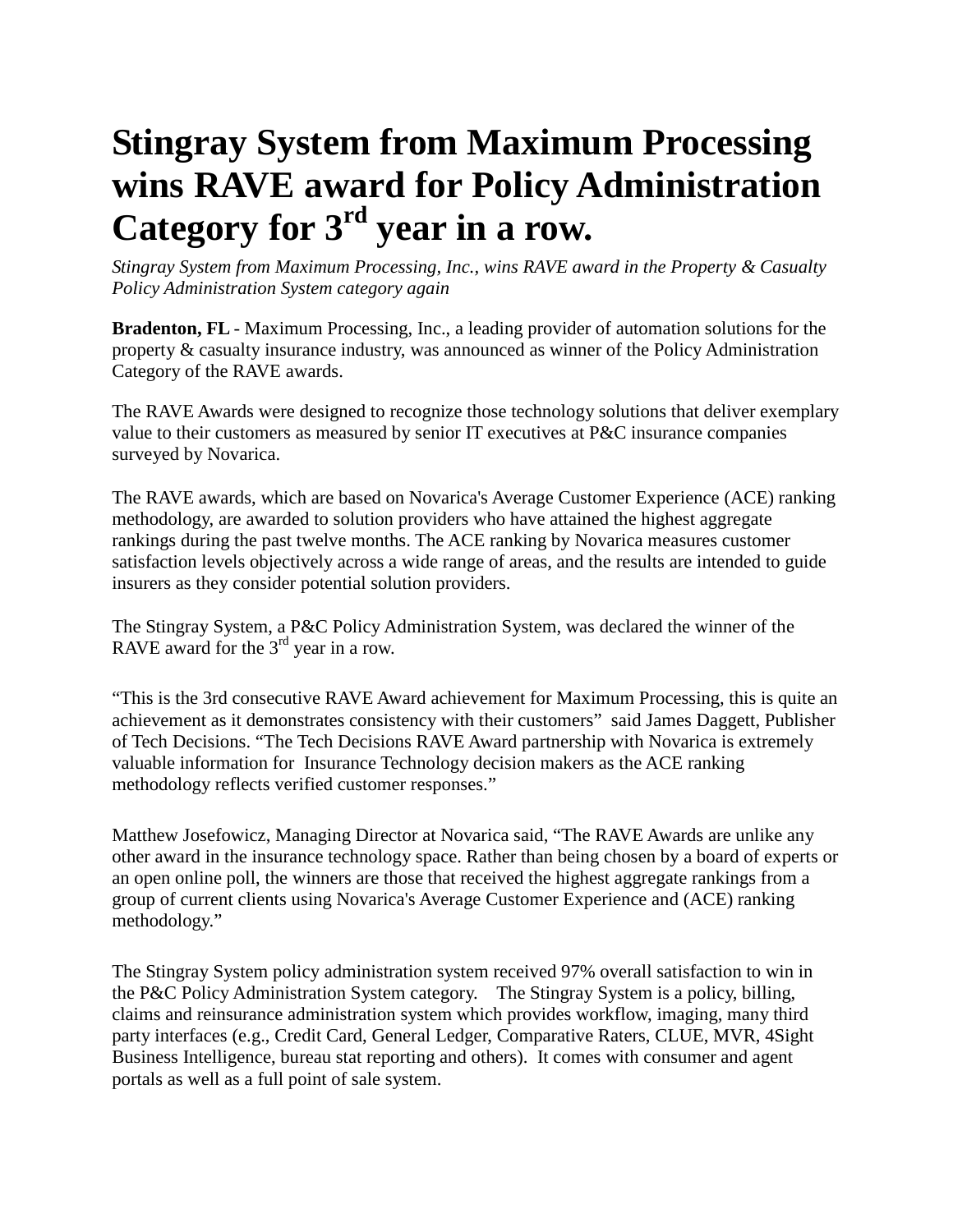# Stingray System from Maximum Processing wins RAVE award for Policy Administration Category for 3rd year in a row.

*Stingray System from Maximum Processing, Inc., wins RAVE award in the Property & Casualty Policy Administration System category again*

**Bradenton, FL** - Maximum Processing, Inc., a leading provider of automation solutions for the property & casualty insurance industry, was announced as winner of the Policy Administration Category of the RAVE awards.

The RAVE Awards were designed to recognize those technology solutions that deliver exemplary value to their customers as measured by senior IT executives at P&C insurance companies surveyed by Novarica.

The RAVE awards, which are based on Novarica's Average Customer Experience (ACE) ranking methodology, are awarded to solution providers who have attained the highest aggregate rankings during the past twelve months. The ACE ranking by Novarica measures customer satisfaction levels objectively across a wide range of areas, and the results are intended to guide insurers as they consider potential solution providers.

The Stingray System, a P&C Policy Administration System, was declared the winner of the RAVE award for the 3rd year in a row.

“This is the 3rd consecutive RAVE Award achievement for Maximum Processing, this is quite an achievement as it demonstrates consistency with their customers” said James Daggett, Publisher of Tech Decisions. “The Tech Decisions RAVE Award partnership with Novarica is extremely valuable information for Insurance Technology decision makers as the ACE ranking methodology reflects verified customer responses.”

Matthew Josefowicz, Managing Director at Novarica said, “The RAVE Awards are unlike any other award in the insurance technology space. Rather than being chosen by a board of experts or an open online poll, the winners are those that received the highest aggregate rankings from a group of current clients using Novarica's Average Customer Experience and (ACE) ranking methodology.”

The Stingray System policy administration system received 97% overall satisfaction to win in the P&C Policy Administration System category. The Stingray System is a policy, billing, claims and reinsurance administration system which provides workflow, imaging, many third party interfaces (e.g., Credit Card, General Ledger, Comparative Raters, CLUE, MVR, 4Sight Business Intelligence, bureau stat reporting and others). It comes with consumer and agent portals as well as a full point of sale system.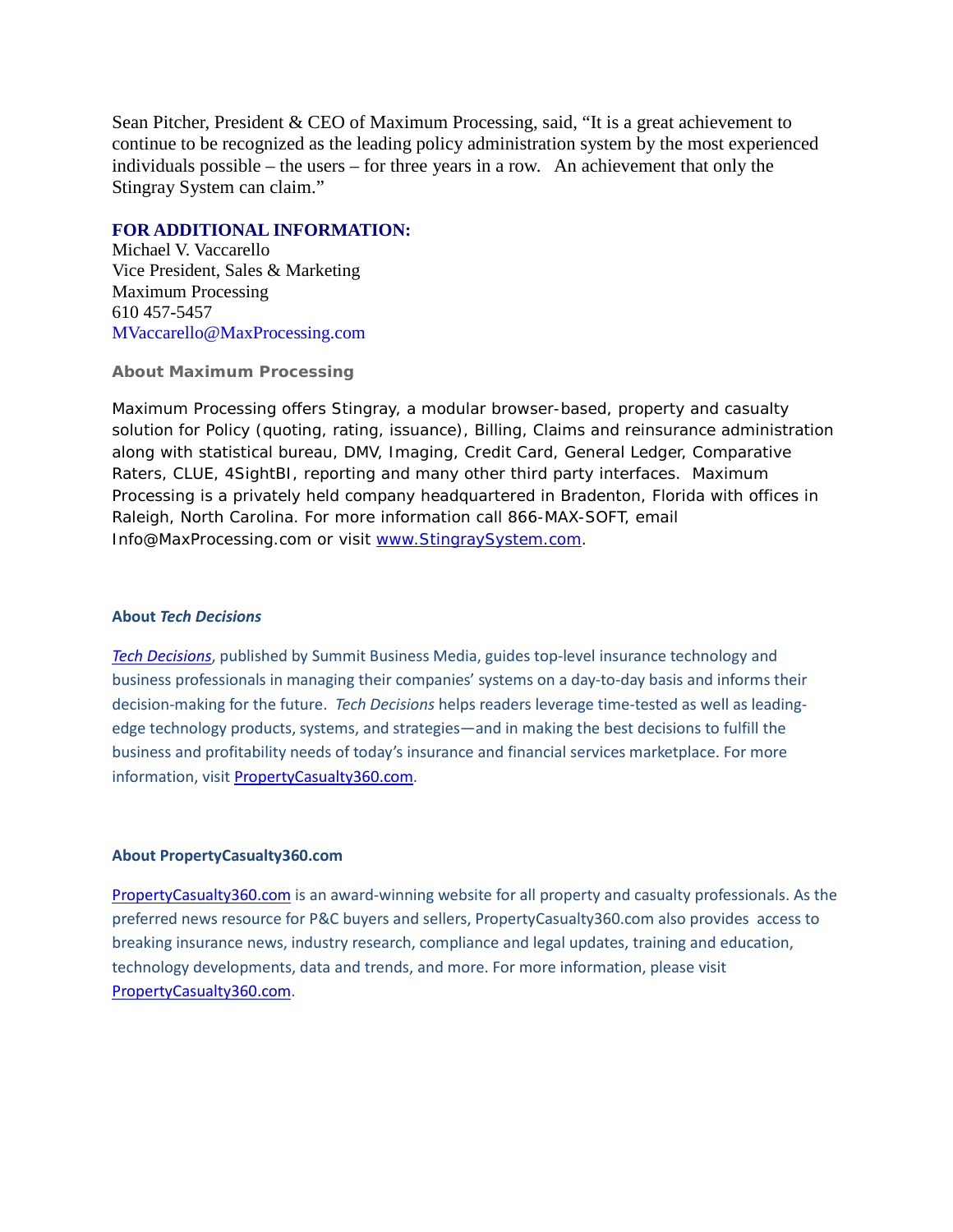Sean Pitcher, President & CEO of Maximum Processing, said, “It is a great achievement to continue to be recognized as the leading policy administration system by the most experienced individuals possible – the users – for three years in a row.  An achievement that only the Stingray System can claim.”

**FOR ADDITIONAL INFORMATION:**
Michael V. Vaccarello
Vice President, Sales & Marketing
Maximum Processing
610 457-5457
MVaccarello@MaxProcessing.com

**About Maximum Processing**

Maximum Processing offers Stingray, a modular browser-based, property and casualty solution for Policy (quoting, rating, issuance), Billing, Claims and reinsurance administration along with statistical bureau, DMV, Imaging, Credit Card, General Ledger, Comparative Raters, CLUE, 4SightBI, reporting and many other third party interfaces.  Maximum Processing is a privately held company headquartered in Bradenton, Florida with offices in Raleigh, North Carolina. For more information call 866-MAX-SOFT, email Info@MaxProcessing.com or visit www.StingraySystem.com.

**About *Tech Decisions***

*Tech Decisions*, published by Summit Business Media, guides top-level insurance technology and business professionals in managing their companies’ systems on a day-to-day basis and informs their decision-making for the future.  *Tech Decisions* helps readers leverage time-tested as well as leading-edge technology products, systems, and strategies—and in making the best decisions to fulfill the business and profitability needs of today’s insurance and financial services marketplace. For more information, visit PropertyCasualty360.com.

**About PropertyCasualty360.com**

PropertyCasualty360.com is an award-winning website for all property and casualty professionals. As the preferred news resource for P&C buyers and sellers, PropertyCasualty360.com also provides  access to breaking insurance news, industry research, compliance and legal updates, training and education, technology developments, data and trends, and more. For more information, please visit PropertyCasualty360.com.